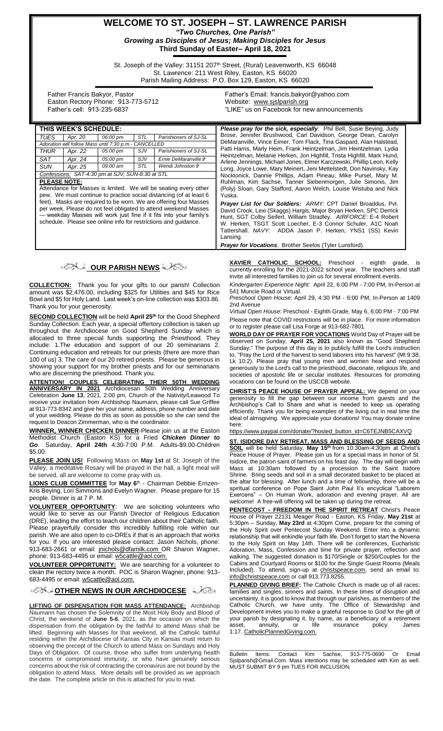# WELCOME TO ST. JOSEPH – ST. LAWRENCE PARISH

***"Two Churches, One Parish"***

***Growing as Disciples of Jesus; Making Disciples for Jesus***

**Third Sunday of Easter– April 18, 2021**

St. Joseph of the Valley: 31151 207th Street, (Rural) Leavenworth, KS 66048
St. Lawrence: 211 West Riley, Easton, KS 66020
Parish Mailing Address: P.O. Box 129, Easton, KS 66020

Father Francis Bakyor, Pastor
Easton Rectory Phone: 913-773-5712
Father's cell: 913-235-6837

Father's Email: francis.bakyor@yahoo.com
Website: www.sjslparish.org
"LIKE" us on Facebook for new announcements

**THIS WEEK'S SCHEDULE:**

| TUES | Apr. 20 | 06:00 pm | STL | Parishioners of SJ-SL |
|---|---|---|---|---|
| *Adoration will follow Mass until 7:30 p.m.- CANCELLED* | | | | |
| THUR | Apr. 22 | 05:00 pm | SJV | Parishioners of SJ-SL |
| SAT | Apr. 24 | 05:00 pm | SJV | Ernie DeMaranville ✞ |
| SUN | Apr. 25 | 09:00 am | STL | Wendi Johnston ✞ |
| *Confessions: SAT-4:30 pm at SJV; SUN-8:30 at STL* | | | | |

**PLEASE NOTE:**
Attendance for Masses is limited. We will be seating every other pew. We must continue to practice social distancing (of at least 6 feet). Masks are required to be worn. We are offering four Masses per week. Please do not feel obligated to attend weekend Masses — weekday Masses will work just fine if it fits into your family's schedule. Please see online info for restrictions and guidance.

***Please pray for the sick, especially***: Phil Bell, Susie Beying, Judy Brose, Jennifer Brushwood, Carl Davidson, George Dean, Carolyn DeMaranville, Vince Eimer, Tom Flack, Tina Gaspard, Alan Halstead, Patti Harris, Marly Heim, Frank Heintzelman, Jim Heintzelman, Lydia Heintzelman, Melanie Herken, Jon Highfill, Trista Highfill, Mark Hund, Arlene Jennings, Michael Jones, Elmer Karczewski, Phillip Leon, Kelly Long, Joyce Lowe, Mary Meinert, Jeni Mettelstedt, Don Navinsky, Kay Nocktonick, Dannie Phillips, Adam Pineau, Mike Pursel, Mary M. Ruhlman, Kim Sachse, Tanner Siebenmorgen, Julie Simonis, Jim (Poly) Sloan, Gary Stafford, Aaron Welch, Louise Wistuba and Nick Yuska.

***Prayer List for Our Soldiers:*** *ARMY*: CPT Daniel Broaddus, Pvt. David Crook, Lexi (Skaggs) Hargis, Major Bryan Herken, SPC Derrick Hunt, SGT Colby Seifert, William Stradley. *AIRFORCE*: E-4 Robert W. Herken, TSGT Scott Loecher, E-3 Connor Schuler, A1C Noah Tattershall. *NAVY*: ADDA Jason P. Herken, YNS1 (SS) Kevin Lansing.

***Prayer for Vocations***: Brother Seelos (Tyler Lunsford).

## OUR PARISH NEWS

**COLLECTION:** Thank you for your gifts to our parish! Collection amount was $2,476.00, including $325 for Utilities and $45 for Rice Bowl and $5 for Holy Land. Last week's on-line collection was $303.86. Thank you for your generosity.

**SECOND COLLECTION** will be held **April 25th** for the Good Shepherd Sunday Collection. Each year, a special offertory collection is taken up throughout the Archdiocese on Good Shepherd Sunday which is allocated to three special funds supporting the Priesthood. They include: 1.The education and support of our 20 seminarians 2. Continuing education and retreats for our priests (there are more than 100 of us) 3. The care of our 20 retired priests. Please be generous in showing your support for my brother priests and for our seminarians who are discerning the priesthood. Thank you.

**ATTENTION! COUPLES CELEBRATING THEIR 50TH WEDDING ANNIVERSARY IN 2021** Archdiocesan 50th Wedding Anniversary Celebration **June 13**, 2021, 2:00 pm, Church of the Nativity/Leawood To receive your invitation from Archbishop Naumann, please call Sue Griffee at 913-773-8342 and give her your name, address, phone number and date of your wedding. Please do this as soon as possible so she can send the request to Deacon Zimmerman, who is the coordinator.

**WINNER, WINNER CHICKEN DINNER**-Please join us at the Easton Methodist Church (Easton KS) for a Fried ***Chicken Dinner to Go***. Saturday, **April 24th** 4:30-7:00 P.M. Adults-$9.00-Children $5.00.

**PLEASE JOIN US!** Following Mass on **May 1st** at St. Joseph of the Valley, a meditative Rosary will be prayed in the hall, a light meal will be served, all are welcome to come pray with us.

**LIONS CLUB COMMITTEE** for **May 6th** - Chairman Debbie Ernzen-Kris Beying, Lori Simmons and Evelyn Wagner. Please prepare for 15 people. Dinner is at 7 P. M.

**VOLUNTEER OPPORTUNITY**: We are soliciting volunteers who would like to serve as our Parish Director of Religious Education (DRE), leading the effort to teach our children about their Catholic faith. Please prayerfully consider this incredibly fulfilling role within our parish. We are also open to co-DREs if that is an approach that works for you. If you are interested please contact: Jason Nichols, phone: 913-683-2661 or email: jnichols@dfamilk.com OR Sharon Wagner, phone: 913-683-4495 or email: w5cattle@aol.com.

**VOLUNTEER OPPORTUNITY:** We are searching for a volunteer to clean the rectory twice a month. POC is Sharon Wagner, phone: 913-683-4495 or email: w5cattle@aol.com.

## OTHER NEWS IN OUR ARCHDIOCESE

**LIFTING OF DISPENSATION FOR MASS ATTENDANCE:** Archbishop Naumann has chosen the Solemnity of the Most Holy Body and Blood of Christ, the weekend of **June 5-6**, 2021, as the occasion on which the dispensation from the obligation by the faithful to attend Mass shall be lifted. Beginning with Masses for that weekend, all the Catholic faithful residing within the Archdiocese of Kansas City in Kansas must return to observing the precept of the Church to attend Mass on Sundays and Holy Days of Obligation. Of course, those who suffer from underlying health concerns or compromised immunity, or who have genuinely serious concerns about the risk of contracting the coronavirus are not bound by the obligation to attend Mass. More details will be provided as we approach the date. The complete article on this is attached for you to read.

**XAVIER CATHOLIC SCHOOL:** Preschool - eighth grade, is currently enrolling for the 2021-2022 school year. The teachers and staff invite all interested families to join us for several enrollment events.

*Kindergarten Experience Night:* April 22, 6:00 PM - 7:00 PM, In-Person at 541 Muncie Road or Virtual.

*Preschool Open House*: April 29, 4:30 PM - 6:00 PM, In-Person at 1409 2nd Avenue

*Virtual Open House*: Preschool - Eighth Grade, May 6, 6:00 PM - 7:00 PM

Please note that COVID restrictions will be in place. For more information or to register please call Lisa Forge at 913-682-7801.

**WORLD DAY OF PRAYER FOR VOCATIONS** World Day of Prayer will be observed on Sunday, **April 25, 2021** also known as "Good Shepherd Sunday." The purpose of this day is to publicly fulfill the Lord's instruction to, "Pray the Lord of the harvest to send laborers into his harvest" (Mt 9:38; Lk 10:2). Please pray that young men and women hear and respond generously to the Lord's call to the priesthood, diaconate, religious life, and societies of apostolic life or secular institutes. Resources for promoting vocations can be found on the USCCB website.

**CHRIST'S PEACE HOUSE OF PRAYER APPEAL:** We depend on your generosity to fill the gap between our income from guests and the Archbishop's Call to Share and what is needed to keep us operating efficiently. Thank you for being examples of the living out in real time the ideal of almsgiving. We appreciate your donations! You may donate online here:

https://www.paypal.com/donate/?hosted_button_id=C6TEJNB5CAXVQ

**ST. ISIDORE DAY RETREAT, MASS AND BLESSING OF SEEDS AND SOIL** will be held Saturday, **May 15th** from 10:30am-4:30pm at Christ's Peace House of Prayer. Please join us for a special mass in honor of St. Isidore, the patron saint of farmers on his feast day. The day will begin with Mass at 10:30am followed by a procession to the Saint Isidore Shrine. Bring seeds and soil in a small decorated basket to be placed at the altar for blessing. After lunch and a time of fellowship, there will be a spiritual conference on Pope Saint John Paul II's encyclical "Laborem Exercens" – On Human Work, adoration and evening prayer. All are welcome! A free-will offering will be taken up during the retreat.

**PENTECOST - FREEDOM IN THE SPIRIT RETREAT** Christ's Peace House of Prayer 22131 Meager Road - Easton, KS Friday, **May 21st** at 5:30pm – Sunday, **May 23rd** at 4:30pm Come, prepare for the coming of the Holy Spirit over Pentecost Sunday Weekend. Enter into a dynamic relationship that will enkindle your faith life. Don't forget to start the Novena to the Holy Spirit on May 14th. There will be conferences, Eucharistic Adoration, Mass, Confession and time for private prayer, reflection and walking. The suggested donation is $170/Single or $250/Couples for the Cabins and Courtyard Rooms or $100 for the Single Guest Rooms (Meals Included). To attend, sign-up at christspeace.com, send an email to: info@christspeace.com or call 913.773.8255.

**PLANNED GIVING BRIEF:** The Catholic Church is made up of all races; families and singles, sinners and saints. In these times of disruption and uncertainty, it is good to know that through our parishes, as members of the Catholic Church, we have unity. The Office of Stewardship and Development invites you to make a grateful response to God for the gift of your parish by designating it, by name, as a beneficiary of a retirement asset, annuity, or life insurance policy. James 1:17. CatholicPlannedGiving.com.

---

Bulletin Items: Contact Kim Sachse, 913-775-0690 Or Email Sjslparish@Gmail.Com. Mass intentions may be scheduled with Kim as well. MUST SUBMIT BY 9 pm TUES FOR INCLUSION.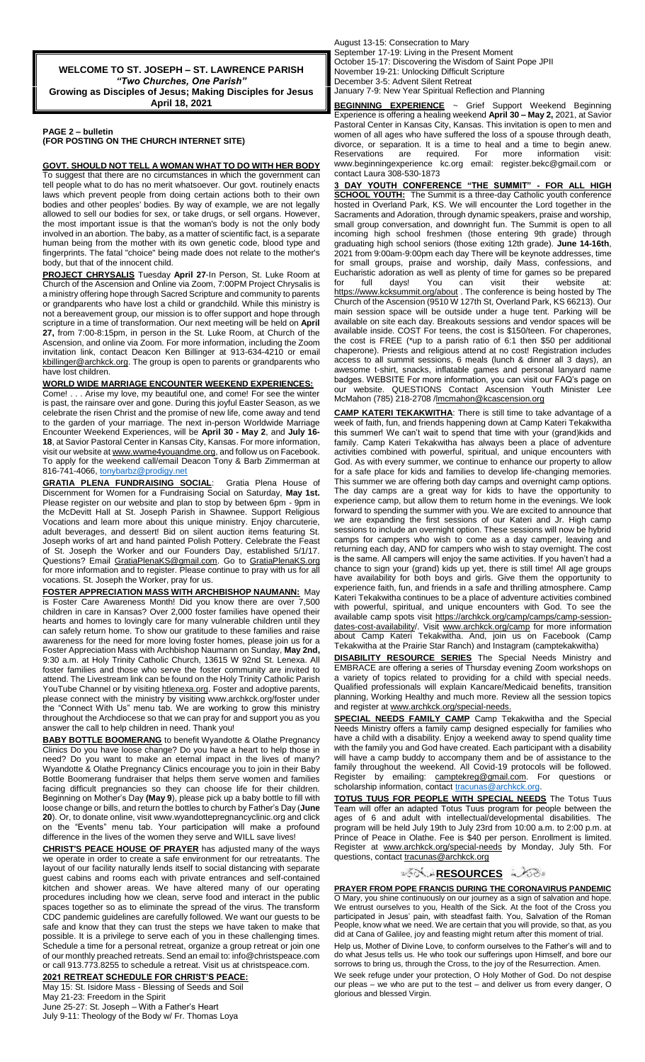**WELCOME TO ST. JOSEPH – ST. LAWRENCE PARISH**
***"Two Churches, One Parish"***
**Growing as Disciples of Jesus; Making Disciples for Jesus**
**April 18, 2021**

**PAGE 2 – bulletin**
**(FOR POSTING ON THE CHURCH INTERNET SITE)**

**GOVT. SHOULD NOT TELL A WOMAN WHAT TO DO WITH HER BODY**
To suggest that there are no circumstances in which the government can tell people what to do has no merit whatsoever. Our govt. routinely enacts laws which prevent people from doing certain actions both to their own bodies and other peoples' bodies. By way of example, we are not legally allowed to sell our bodies for sex, or take drugs, or sell organs. However, the most important issue is that the woman's body is not the only body involved in an abortion. The baby, as a matter of scientific fact, is a separate human being from the mother with its own genetic code, blood type and fingerprints. The fatal "choice" being made does not relate to the mother's body, but that of the innocent child.

**PROJECT CHRYSALIS** Tuesday **April 27**-In Person, St. Luke Room at Church of the Ascension and Online via Zoom, 7:00PM Project Chrysalis is a ministry offering hope through Sacred Scripture and community to parents or grandparents who have lost a child or grandchild. While this ministry is not a bereavement group, our mission is to offer support and hope through scripture in a time of transformation. Our next meeting will be held on **April 27,** from 7:00-8:15pm, in person in the St. Luke Room, at Church of the Ascension, and online via Zoom. For more information, including the Zoom invitation link, contact Deacon Ken Billinger at 913-634-4210 or email kbillinger@archkck.org. The group is open to parents or grandparents who have lost children.

**WORLD WIDE MARRIAGE ENCOUNTER WEEKEND EXPERIENCES:**
Come! . . . Arise my love, my beautiful one, and come! For see the winter is past, the rainsore over and gone. During this joyful Easter Season, as we celebrate the risen Christ and the promise of new life, come away and tend to the garden of your marriage. The next in-person Worldwide Marriage Encounter Weekend Experiences, will be **April 30 - May 2**, and **July 16-18**, at Savior Pastoral Center in Kansas City, Kansas. For more information, visit our website at www.wwme4youandme.org, and follow us on Facebook. To apply for the weekend call/email Deacon Tony & Barb Zimmerman at 816-741-4066, tonybarbz@prodigy.net

**GRATIA PLENA FUNDRAISING SOCIAL**: Gratia Plena House of Discernment for Women for a Fundraising Social on Saturday, **May 1st.** Please register on our website and plan to stop by between 6pm - 9pm in the McDevitt Hall at St. Joseph Parish in Shawnee. Support Religious Vocations and learn more about this unique ministry. Enjoy charcuterie, adult beverages, and dessert! Bid on silent auction items featuring St. Joseph works of art and hand painted Polish Pottery. Celebrate the Feast of St. Joseph the Worker and our Founders Day, established 5/1/17. Questions? Email GratiaPlenaKS@gmail.com. Go to GratiaPlenaKS.org for more information and to register. Please continue to pray with us for all vocations. St. Joseph the Worker, pray for us.

**FOSTER APPRECIATION MASS WITH ARCHBISHOP NAUMANN:** May is Foster Care Awareness Month! Did you know there are over 7,500 children in care in Kansas? Over 2,000 foster families have opened their hearts and homes to lovingly care for many vulnerable children until they can safely return home. To show our gratitude to these families and raise awareness for the need for more loving foster homes, please join us for a Foster Appreciation Mass with Archbishop Naumann on Sunday, **May 2nd,** 9:30 a.m. at Holy Trinity Catholic Church, 13615 W 92nd St. Lenexa. All foster families and those who serve the foster community are invited to attend. The Livestream link can be found on the Holy Trinity Catholic Parish YouTube Channel or by visiting htlenexa.org. Foster and adoptive parents, please connect with the ministry by visiting www.archkck.org/foster under the "Connect With Us" menu tab. We are working to grow this ministry throughout the Archdiocese so that we can pray for and support you as you answer the call to help children in need. Thank you!

**BABY BOTTLE BOOMERANG** to benefit Wyandotte & Olathe Pregnancy Clinics Do you have loose change? Do you have a heart to help those in need? Do you want to make an eternal impact in the lives of many? Wyandotte & Olathe Pregnancy Clinics encourage you to join in their Baby Bottle Boomerang fundraiser that helps them serve women and families facing difficult pregnancies so they can choose life for their children. Beginning on Mother's Day **(May 9**), please pick up a baby bottle to fill with loose change or bills, and return the bottles to church by Father's Day (**June 20**). Or, to donate online, visit www.wyandottepregnancyclinic.org and click on the "Events" menu tab. Your participation will make a profound difference in the lives of the women they serve and WILL save lives!

**CHRIST'S PEACE HOUSE OF PRAYER** has adjusted many of the ways we operate in order to create a safe environment for our retreatants. The layout of our facility naturally lends itself to social distancing with separate guest cabins and rooms each with private entrances and self-contained kitchen and shower areas. We have altered many of our operating procedures including how we clean, serve food and interact in the public spaces together so as to eliminate the spread of the virus. The transform CDC pandemic guidelines are carefully followed. We want our guests to be safe and know that they can trust the steps we have taken to make that possible. It is a privilege to serve each of you in these challenging times. Schedule a time for a personal retreat, organize a group retreat or join one of our monthly preached retreats. Send an email to: info@christspeace.com or call 913.773.8255 to schedule a retreat. Visit us at christspeace.com.

**2021 RETREAT SCHEDULE FOR CHRIST'S PEACE:**
May 15: St. Isidore Mass - Blessing of Seeds and Soil
May 21-23: Freedom in the Spirit
June 25-27: St. Joseph – With a Father's Heart
July 9-11: Theology of the Body w/ Fr. Thomas Loya
August 13-15: Consecration to Mary
September 17-19: Living in the Present Moment
October 15-17: Discovering the Wisdom of Saint Pope JPII
November 19-21: Unlocking Difficult Scripture
December 3-5: Advent Silent Retreat
January 7-9: New Year Spiritual Reflection and Planning

**BEGINNING EXPERIENCE** ~ Grief Support Weekend Beginning Experience is offering a healing weekend **April 30 – May 2,** 2021, at Savior Pastoral Center in Kansas City, Kansas. This invitation is open to men and women of all ages who have suffered the loss of a spouse through death, divorce, or separation. It is a time to heal and a time to begin anew. Reservations are required. For more information visit: www.beginningexperience kc.org email: register.bekc@gmail.com or contact Laura 308-530-1873

**3 DAY YOUTH CONFERENCE "THE SUMMIT" - FOR ALL HIGH SCHOOL YOUTH:** The Summit is a three-day Catholic youth conference hosted in Overland Park, KS. We will encounter the Lord together in the Sacraments and Adoration, through dynamic speakers, praise and worship, small group conversation, and downright fun. The Summit is open to all incoming high school freshmen (those entering 9th grade) through graduating high school seniors (those exiting 12th grade). **June 14-16th**, 2021 from 9:00am-9:00pm each day There will be keynote addresses, time for small groups, praise and worship, daily Mass, confessions, and Eucharistic adoration as well as plenty of time for games so be prepared for full days! You can visit their website at: https://www.kcksummit.org/about . The conference is being hosted by The Church of the Ascension (9510 W 127th St, Overland Park, KS 66213). Our main session space will be outside under a huge tent. Parking will be available on site each day. Breakouts sessions and vendor spaces will be available inside. COST For teens, the cost is $150/teen. For chaperones, the cost is FREE (*up to a parish ratio of 6:1 then $50 per additional chaperone). Priests and religious attend at no cost! Registration includes access to all summit sessions, 6 meals (lunch & dinner all 3 days), an awesome t-shirt, snacks, inflatable games and personal lanyard name badges. WEBSITE For more information, you can visit our FAQ's page on our website. QUESTIONS Contact Ascension Youth Minister Lee McMahon (785) 218-2708 /lmcmahon@kcascension.org

**CAMP KATERI TEKAKWITHA**: There is still time to take advantage of a week of faith, fun, and friends happening down at Camp Kateri Tekakwitha this summer! We can't wait to spend that time with your (grand)kids and family. Camp Kateri Tekakwitha has always been a place of adventure activities combined with powerful, spiritual, and unique encounters with God. As with every summer, we continue to enhance our property to allow for a safe place for kids and families to develop life-changing memories. This summer we are offering both day camps and overnight camp options. The day camps are a great way for kids to have the opportunity to experience camp, but allow them to return home in the evenings. We look forward to spending the summer with you. We are excited to announce that we are expanding the first sessions of our Kateri and Jr. High camp sessions to include an overnight option. These sessions will now be hybrid camps for campers who wish to come as a day camper, leaving and returning each day, AND for campers who wish to stay overnight. The cost is the same. All campers will enjoy the same activities. If you haven't had a chance to sign your (grand) kids up yet, there is still time! All age groups have availability for both boys and girls. Give them the opportunity to experience faith, fun, and friends in a safe and thrilling atmosphere. Camp Kateri Tekakwitha continues to be a place of adventure activities combined with powerful, spiritual, and unique encounters with God. To see the available camp spots visit https://archkck.org/camp/camps/camp-session-dates-cost-availability/. Visit www.archkck.org/camp for more information about Camp Kateri Tekakwitha. And, join us on Facebook (Camp Tekakwitha at the Prairie Star Ranch) and Instagram (camptekakwitha)

**DISABILITY RESOURCE SERIES** The Special Needs Ministry and EMBRACE are offering a series of Thursday evening Zoom workshops on a variety of topics related to providing for a child with special needs. Qualified professionals will explain Kancare/Medicaid benefits, transition planning, Working Healthy and much more. Review all the session topics and register at www.archkck.org/special-needs.

**SPECIAL NEEDS FAMILY CAMP** Camp Tekakwitha and the Special Needs Ministry offer a family camp designed especially for families who have a child with a disability. Enjoy a weekend away to spend quality time with the family you and God have created. Each participant with a disability will have a camp buddy to accompany them and be of assistance to the family throughout the weekend. All Covid-19 protocols will be followed. Register by emailing: camptekreg@gmail.com. For questions or scholarship information, contact tracunas@archkck.org.

**TOTUS TUUS FOR PEOPLE WITH SPECIAL NEEDS** The Totus Tuus Team will offer an adapted Totus Tuus program for people between the ages of 6 and adult with intellectual/developmental disabilities. The program will be held July 19th to July 23rd from 10:00 a.m. to 2:00 p.m. at Prince of Peace in Olathe. Fee is $40 per person. Enrollment is limited. Register at www.archkck.org/special-needs by Monday, July 5th. For questions, contact tracunas@archkck.org

## RESOURCES

**PRAYER FROM POPE FRANCIS DURING THE CORONAVIRUS PANDEMIC**
O Mary, you shine continuously on our journey as a sign of salvation and hope. We entrust ourselves to you, Health of the Sick. At the foot of the Cross you participated in Jesus' pain, with steadfast faith. You, Salvation of the Roman People, know what we need. We are certain that you will provide, so that, as you did at Cana of Galilee, joy and feasting might return after this moment of trial.

Help us, Mother of Divine Love, to conform ourselves to the Father's will and to do what Jesus tells us. He who took our sufferings upon Himself, and bore our sorrows to bring us, through the Cross, to the joy of the Resurrection. Amen.

We seek refuge under your protection, O Holy Mother of God. Do not despise our pleas – we who are put to the test – and deliver us from every danger, O glorious and blessed Virgin.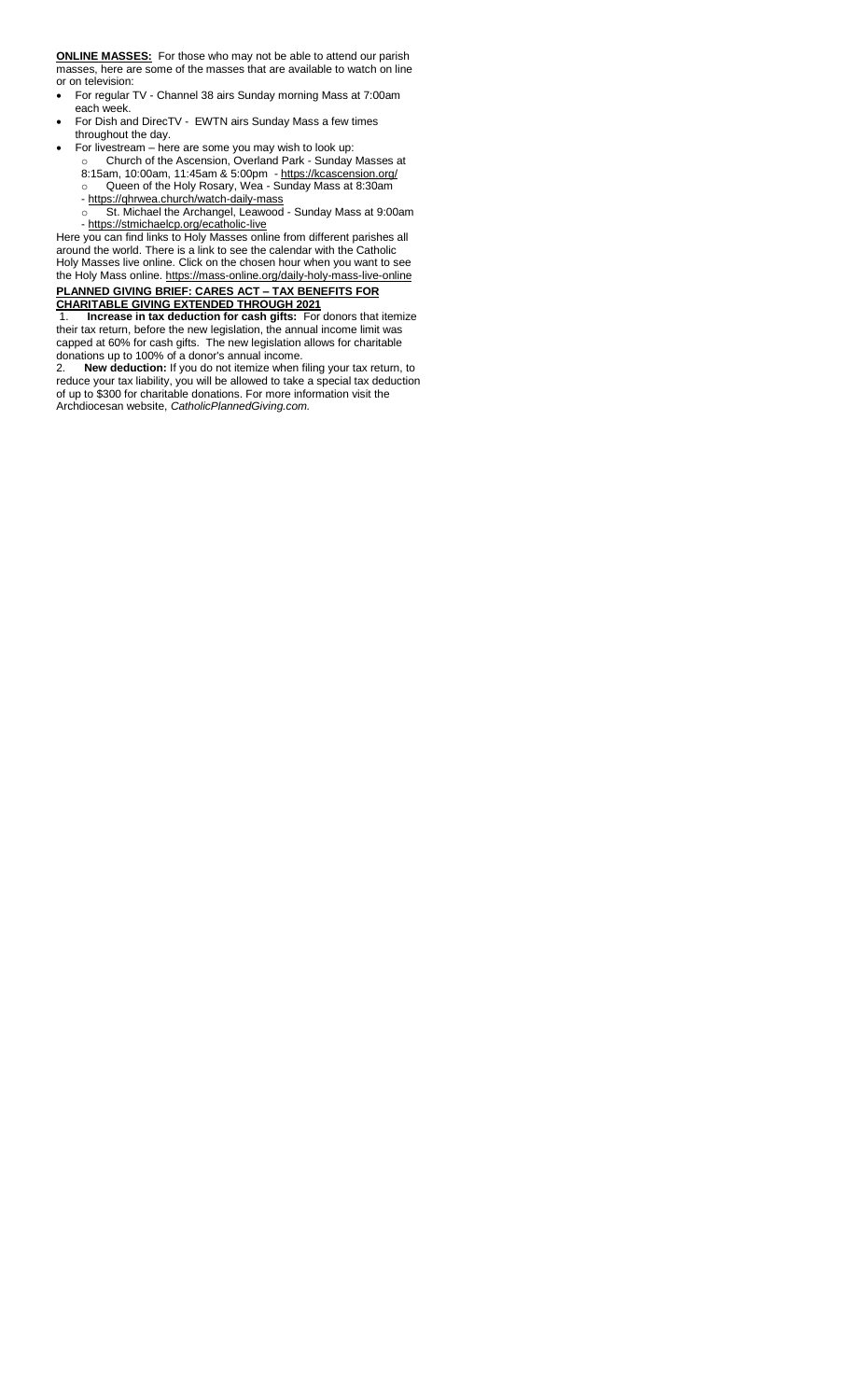**ONLINE MASSES:** For those who may not be able to attend our parish masses, here are some of the masses that are available to watch on line or on television:

- For regular TV - Channel 38 airs Sunday morning Mass at 7:00am each week.
- For Dish and DirecTV - EWTN airs Sunday Mass a few times throughout the day.
- For livestream – here are some you may wish to look up:
  - Church of the Ascension, Overland Park - Sunday Masses at 8:15am, 10:00am, 11:45am & 5:00pm - https://kcascension.org/
  - Queen of the Holy Rosary, Wea - Sunday Mass at 8:30am - https://qhrwea.church/watch-daily-mass
  - St. Michael the Archangel, Leawood - Sunday Mass at 9:00am - https://stmichaelcp.org/ecatholic-live

Here you can find links to Holy Masses online from different parishes all around the world. There is a link to see the calendar with the Catholic Holy Masses live online. Click on the chosen hour when you want to see the Holy Mass online. https://mass-online.org/daily-holy-mass-live-online

**PLANNED GIVING BRIEF: CARES ACT – TAX BENEFITS FOR CHARITABLE GIVING EXTENDED THROUGH 2021**

1. **Increase in tax deduction for cash gifts:** For donors that itemize their tax return, before the new legislation, the annual income limit was capped at 60% for cash gifts. The new legislation allows for charitable donations up to 100% of a donor's annual income.
2. **New deduction:** If you do not itemize when filing your tax return, to reduce your tax liability, you will be allowed to take a special tax deduction of up to $300 for charitable donations. For more information visit the Archdiocesan website, *CatholicPlannedGiving.com.*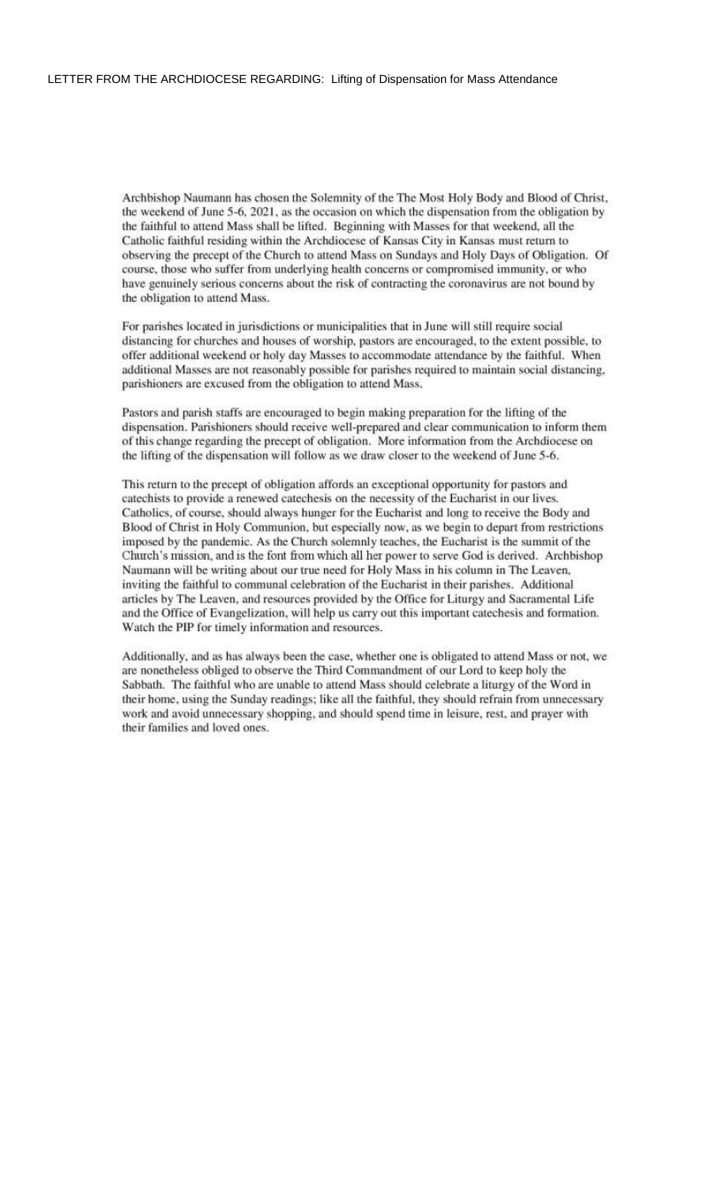LETTER FROM THE ARCHDIOCESE REGARDING: Lifting of Dispensation for Mass Attendance

Archbishop Naumann has chosen the Solemnity of the The Most Holy Body and Blood of Christ, the weekend of June 5-6, 2021, as the occasion on which the dispensation from the obligation by the faithful to attend Mass shall be lifted. Beginning with Masses for that weekend, all the Catholic faithful residing within the Archdiocese of Kansas City in Kansas must return to observing the precept of the Church to attend Mass on Sundays and Holy Days of Obligation. Of course, those who suffer from underlying health concerns or compromised immunity, or who have genuinely serious concerns about the risk of contracting the coronavirus are not bound by the obligation to attend Mass.

For parishes located in jurisdictions or municipalities that in June will still require social distancing for churches and houses of worship, pastors are encouraged, to the extent possible, to offer additional weekend or holy day Masses to accommodate attendance by the faithful. When additional Masses are not reasonably possible for parishes required to maintain social distancing, parishioners are excused from the obligation to attend Mass.

Pastors and parish staffs are encouraged to begin making preparation for the lifting of the dispensation. Parishioners should receive well-prepared and clear communication to inform them of this change regarding the precept of obligation. More information from the Archdiocese on the lifting of the dispensation will follow as we draw closer to the weekend of June 5-6.

This return to the precept of obligation affords an exceptional opportunity for pastors and catechists to provide a renewed catechesis on the necessity of the Eucharist in our lives. Catholics, of course, should always hunger for the Eucharist and long to receive the Body and Blood of Christ in Holy Communion, but especially now, as we begin to depart from restrictions imposed by the pandemic. As the Church solemnly teaches, the Eucharist is the summit of the Church's mission, and is the font from which all her power to serve God is derived. Archbishop Naumann will be writing about our true need for Holy Mass in his column in The Leaven, inviting the faithful to communal celebration of the Eucharist in their parishes. Additional articles by The Leaven, and resources provided by the Office for Liturgy and Sacramental Life and the Office of Evangelization, will help us carry out this important catechesis and formation. Watch the PIP for timely information and resources.

Additionally, and as has always been the case, whether one is obligated to attend Mass or not, we are nonetheless obliged to observe the Third Commandment of our Lord to keep holy the Sabbath. The faithful who are unable to attend Mass should celebrate a liturgy of the Word in their home, using the Sunday readings; like all the faithful, they should refrain from unnecessary work and avoid unnecessary shopping, and should spend time in leisure, rest, and prayer with their families and loved ones.